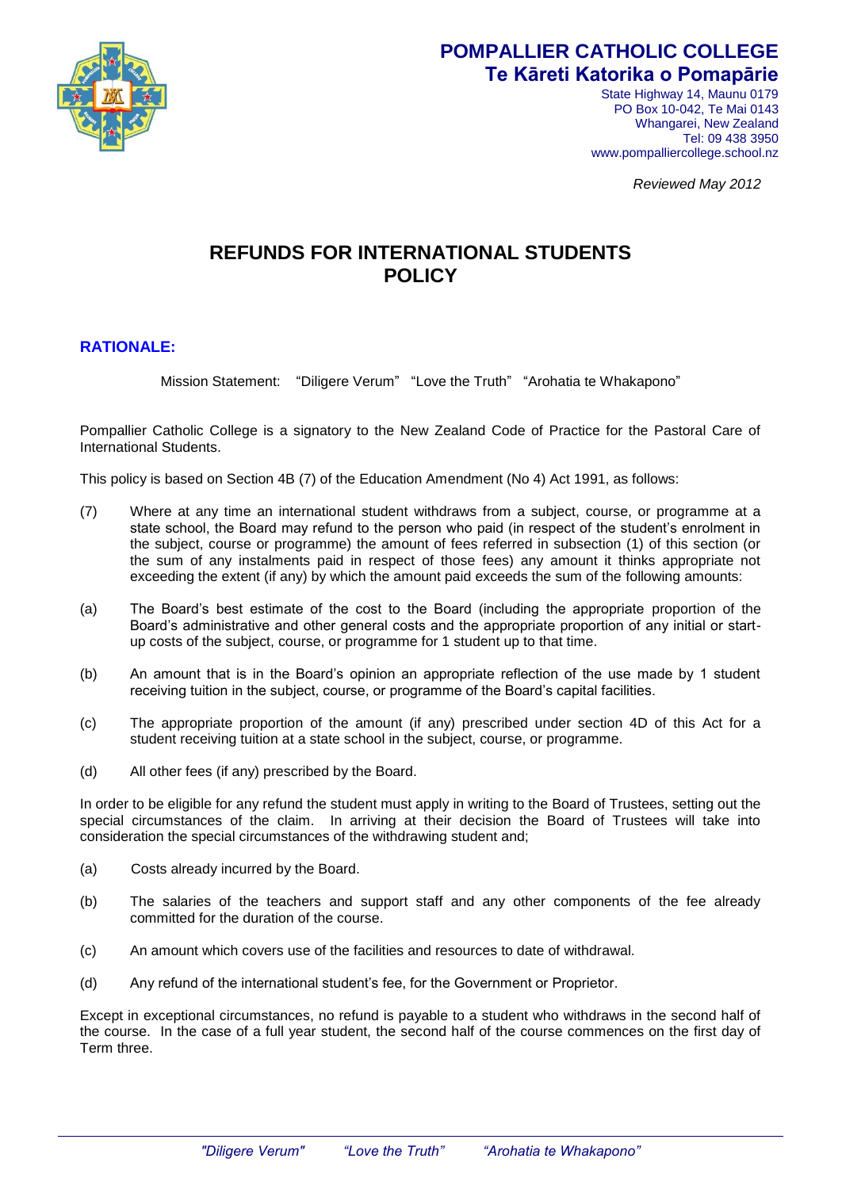# POMPALLIER CATHOLIC COLLEGE
## Te Kāreti Katorika o Pomapārie

State Highway 14, Maunu 0179
PO Box 10-042, Te Mai 0143
Whangarei, New Zealand
Tel: 09 438 3950
www.pompalliercollege.school.nz

*Reviewed May 2012*

# REFUNDS FOR INTERNATIONAL STUDENTS POLICY

## RATIONALE:

Mission Statement: "Diligere Verum" "Love the Truth" "Arohatia te Whakapono"

Pompallier Catholic College is a signatory to the New Zealand Code of Practice for the Pastoral Care of International Students.

This policy is based on Section 4B (7) of the Education Amendment (No 4) Act 1991, as follows:

(7) Where at any time an international student withdraws from a subject, course, or programme at a state school, the Board may refund to the person who paid (in respect of the student's enrolment in the subject, course or programme) the amount of fees referred in subsection (1) of this section (or the sum of any instalments paid in respect of those fees) any amount it thinks appropriate not exceeding the extent (if any) by which the amount paid exceeds the sum of the following amounts:

(a) The Board's best estimate of the cost to the Board (including the appropriate proportion of the Board's administrative and other general costs and the appropriate proportion of any initial or start-up costs of the subject, course, or programme for 1 student up to that time.

(b) An amount that is in the Board's opinion an appropriate reflection of the use made by 1 student receiving tuition in the subject, course, or programme of the Board's capital facilities.

(c) The appropriate proportion of the amount (if any) prescribed under section 4D of this Act for a student receiving tuition at a state school in the subject, course, or programme.

(d) All other fees (if any) prescribed by the Board.

In order to be eligible for any refund the student must apply in writing to the Board of Trustees, setting out the special circumstances of the claim. In arriving at their decision the Board of Trustees will take into consideration the special circumstances of the withdrawing student and;

(a) Costs already incurred by the Board.

(b) The salaries of the teachers and support staff and any other components of the fee already committed for the duration of the course.

(c) An amount which covers use of the facilities and resources to date of withdrawal.

(d) Any refund of the international student's fee, for the Government or Proprietor.

Except in exceptional circumstances, no refund is payable to a student who withdraws in the second half of the course. In the case of a full year student, the second half of the course commences on the first day of Term three.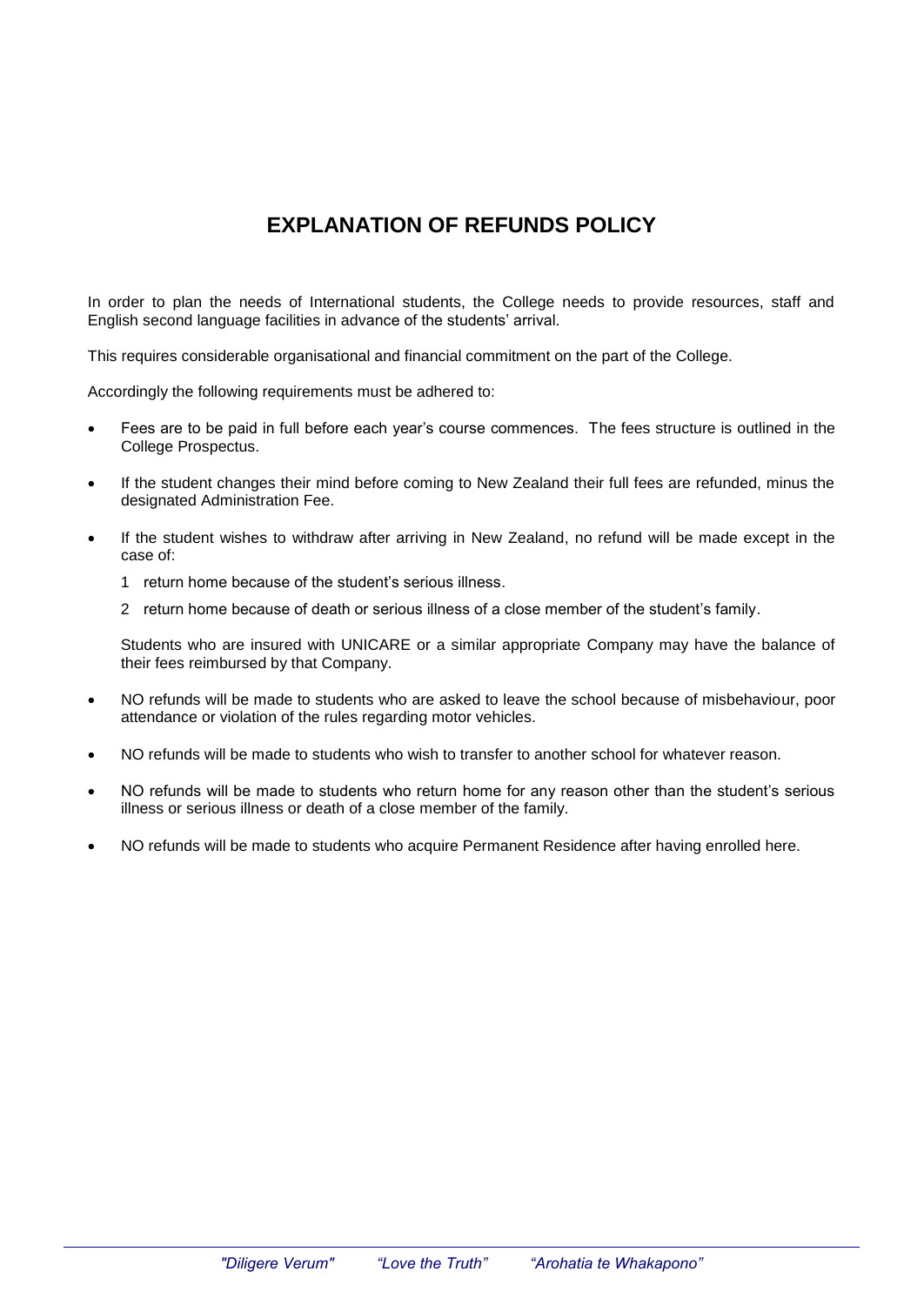# EXPLANATION OF REFUNDS POLICY

In order to plan the needs of International students, the College needs to provide resources, staff and English second language facilities in advance of the students' arrival.

This requires considerable organisational and financial commitment on the part of the College.

Accordingly the following requirements must be adhered to:

- Fees are to be paid in full before each year's course commences. The fees structure is outlined in the College Prospectus.
- If the student changes their mind before coming to New Zealand their full fees are refunded, minus the designated Administration Fee.
- If the student wishes to withdraw after arriving in New Zealand, no refund will be made except in the case of:

  1 return home because of the student's serious illness.

  2 return home because of death or serious illness of a close member of the student's family.

  Students who are insured with UNICARE or a similar appropriate Company may have the balance of their fees reimbursed by that Company.
- NO refunds will be made to students who are asked to leave the school because of misbehaviour, poor attendance or violation of the rules regarding motor vehicles.
- NO refunds will be made to students who wish to transfer to another school for whatever reason.
- NO refunds will be made to students who return home for any reason other than the student's serious illness or serious illness or death of a close member of the family.
- NO refunds will be made to students who acquire Permanent Residence after having enrolled here.